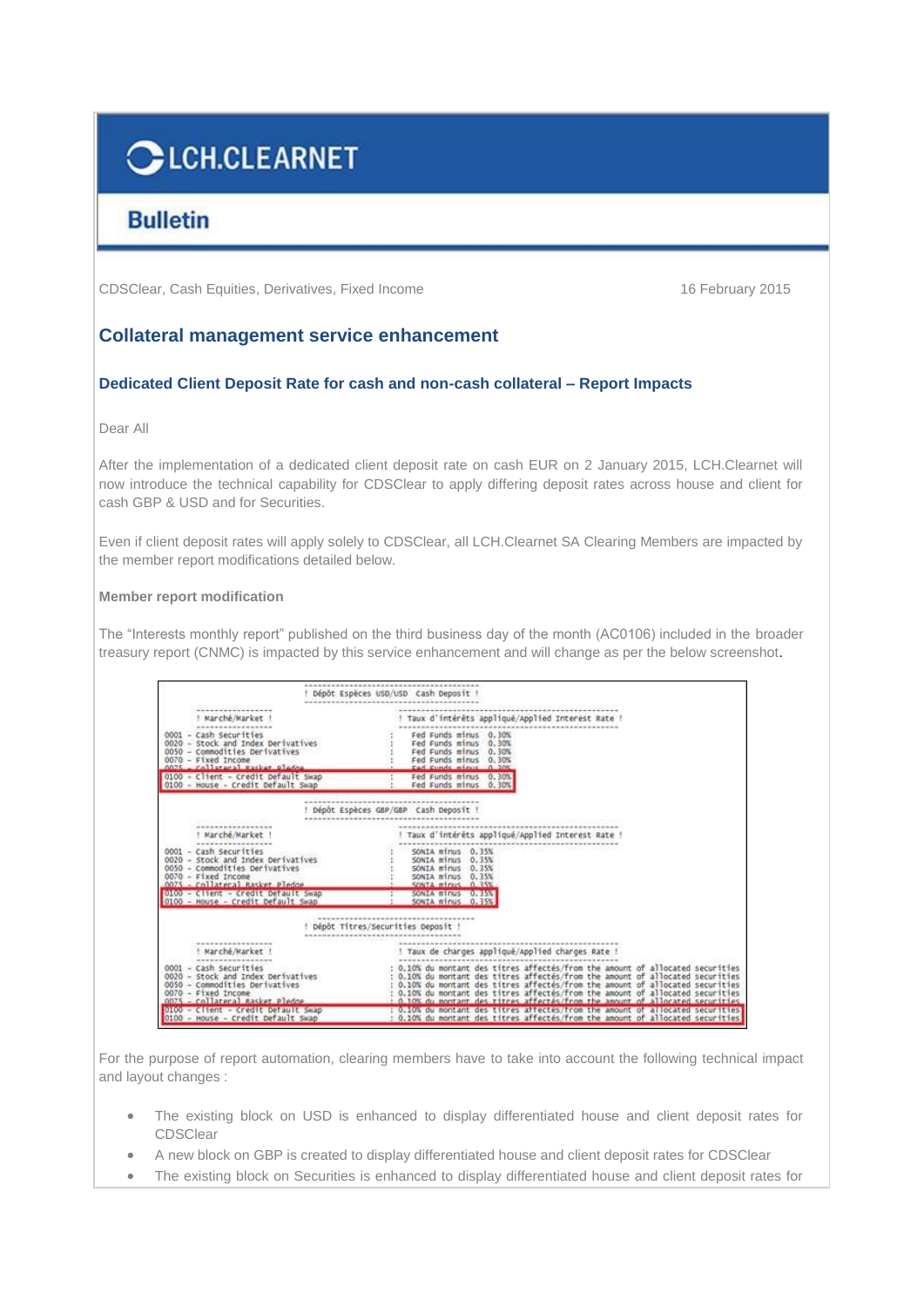# LCH.CLEARNET

## Bulletin

CDSClear, Cash Equities, Derivatives, Fixed Income

16 February 2015

## Collateral management service enhancement

### Dedicated Client Deposit Rate for cash and non-cash collateral – Report Impacts

Dear All

After the implementation of a dedicated client deposit rate on cash EUR on 2 January 2015, LCH.Clearnet will now introduce the technical capability for CDSClear to apply differing deposit rates across house and client for cash GBP & USD and for Securities.

Even if client deposit rates will apply solely to CDSClear, all LCH.Clearnet SA Clearing Members are impacted by the member report modifications detailed below.

**Member report modification**

The "Interests monthly report" published on the third business day of the month (AC0106) included in the broader treasury report (CNMC) is impacted by this service enhancement and will change as per the below screenshot.

```
! Dépôt Espèces USD/USD  Cash Deposit !

! Marché/Market !                          ! Taux d'intérêts appliqué/Applied Interest Rate !

0001 - Cash Securities                     :   Fed Funds minus  0.30%
0020 - Stock and Index Derivatives         :   Fed Funds minus  0.30%
0050 - Commodities Derivatives             :   Fed Funds minus  0.30%
0070 - Fixed Income                        :   Fed Funds minus  0.30%
0075 - Collateral Basket Pledge            :   Fed Funds minus  0.30%
0100 - Client - Credit Default Swap        :   Fed Funds minus  0.30%
0100 - House - Credit Default Swap         :   Fed Funds minus  0.30%

! Dépôt Espèces GBP/GBP  Cash Deposit !

! Marché/Market !                          ! Taux d'intérêts appliqué/Applied Interest Rate !

0001 - Cash Securities                     :   SONIA minus  0.35%
0020 - Stock and Index Derivatives         :   SONIA minus  0.35%
0050 - Commodities Derivatives             :   SONIA minus  0.35%
0070 - Fixed Income                        :   SONIA minus  0.35%
0075 - Collateral Basket Pledge            :   SONIA minus  0.35%
0100 - Client - Credit Default Swap        :   SONIA minus  0.35%
0100 - House - Credit Default Swap         :   SONIA minus  0.35%

! Dépôt Titres/Securities Deposit !

! Marché/Market !                          ! Taux de charges appliqué/Applied charges Rate !

0001 - Cash Securities                     : 0.10% du montant des titres affectés/from the amount of allocated securities
0020 - Stock and Index Derivatives         : 0.10% du montant des titres affectés/from the amount of allocated securities
0050 - Commodities Derivatives             : 0.10% du montant des titres affectés/from the amount of allocated securities
0070 - Fixed Income                        : 0.10% du montant des titres affectés/from the amount of allocated securities
0075 - Collateral Basket Pledge            : 0.10% du montant des titres affectés/from the amount of allocated securities
0100 - Client - Credit Default Swap        : 0.10% du montant des titres affectés/from the amount of allocated securities
0100 - House - Credit Default Swap         : 0.10% du montant des titres affectés/from the amount of allocated securities
```

For the purpose of report automation, clearing members have to take into account the following technical impact and layout changes :

- The existing block on USD is enhanced to display differentiated house and client deposit rates for CDSClear
- A new block on GBP is created to display differentiated house and client deposit rates for CDSClear
- The existing block on Securities is enhanced to display differentiated house and client deposit rates for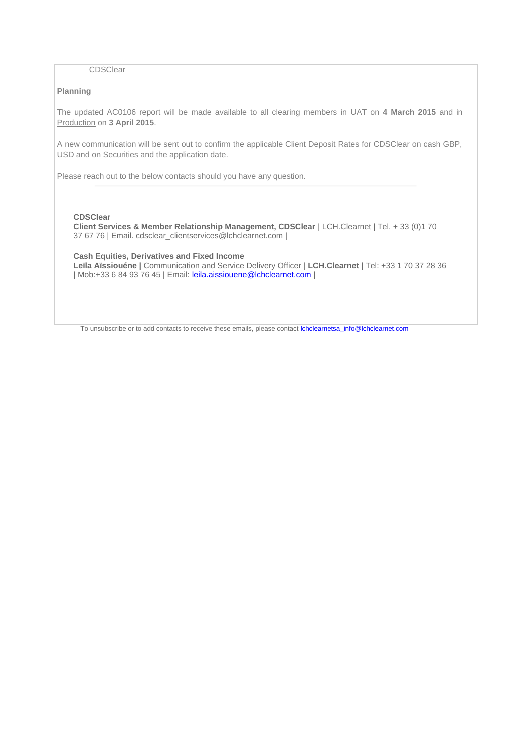CDSClear

**Planning**

The updated AC0106 report will be made available to all clearing members in UAT on **4 March 2015** and in Production on **3 April 2015**.

A new communication will be sent out to confirm the applicable Client Deposit Rates for CDSClear on cash GBP, USD and on Securities and the application date.

Please reach out to the below contacts should you have any question.

**CDSClear**
**Client Services & Member Relationship Management, CDSClear** | LCH.Clearnet | Tel. + 33 (0)1 70 37 67 76 | Email. cdsclear_clientservices@lchclearnet.com |

**Cash Equities, Derivatives and Fixed Income**
**Leïla Aïssiouéne |** Communication and Service Delivery Officer | **LCH.Clearnet** | Tel: +33 1 70 37 28 36 | Mob:+33 6 84 93 76 45 | Email: leila.aissiouene@lchclearnet.com |

To unsubscribe or to add contacts to receive these emails, please contact lchclearnetsa_info@lchclearnet.com